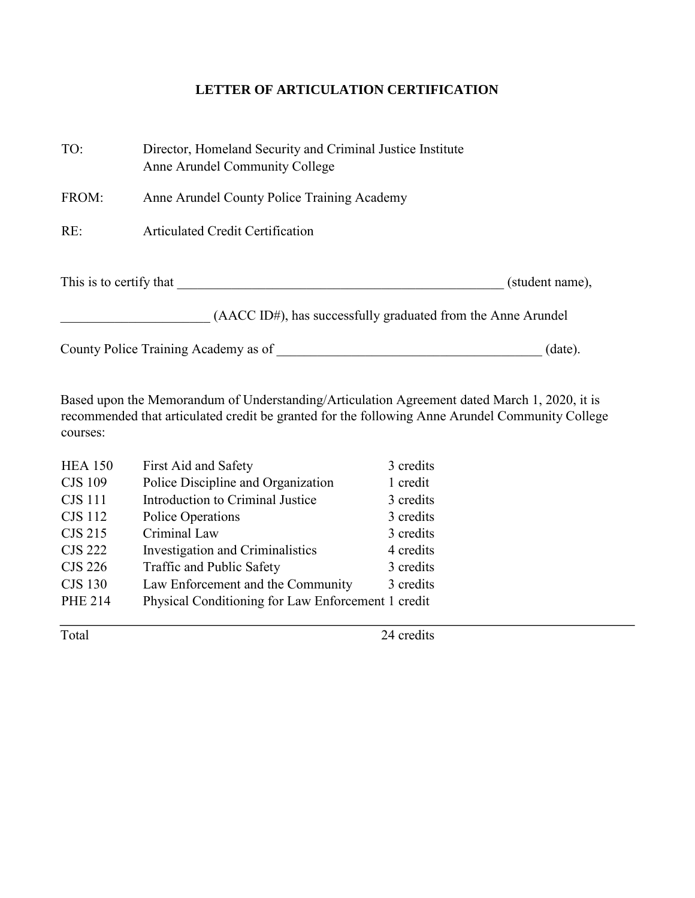# LETTER OF ARTICULATION CERTIFICATION

TO: Director, Homeland Security and Criminal Justice Institute
Anne Arundel Community College

FROM: Anne Arundel County Police Training Academy

RE: Articulated Credit Certification

This is to certify that __________________________________________________ (student name),

______________________ (AACC ID#), has successfully graduated from the Anne Arundel County Police Training Academy as of ________________________________________ (date).

Based upon the Memorandum of Understanding/Articulation Agreement dated March 1, 2020, it is recommended that articulated credit be granted for the following Anne Arundel Community College courses:

| | | |
|---|---|---|
| HEA 150 | First Aid and Safety | 3 credits |
| CJS 109 | Police Discipline and Organization | 1 credit |
| CJS 111 | Introduction to Criminal Justice | 3 credits |
| CJS 112 | Police Operations | 3 credits |
| CJS 215 | Criminal Law | 3 credits |
| CJS 222 | Investigation and Criminalistics | 4 credits |
| CJS 226 | Traffic and Public Safety | 3 credits |
| CJS 130 | Law Enforcement and the Community | 3 credits |
| PHE 214 | Physical Conditioning for Law Enforcement | 1 credit |
| Total | | 24 credits |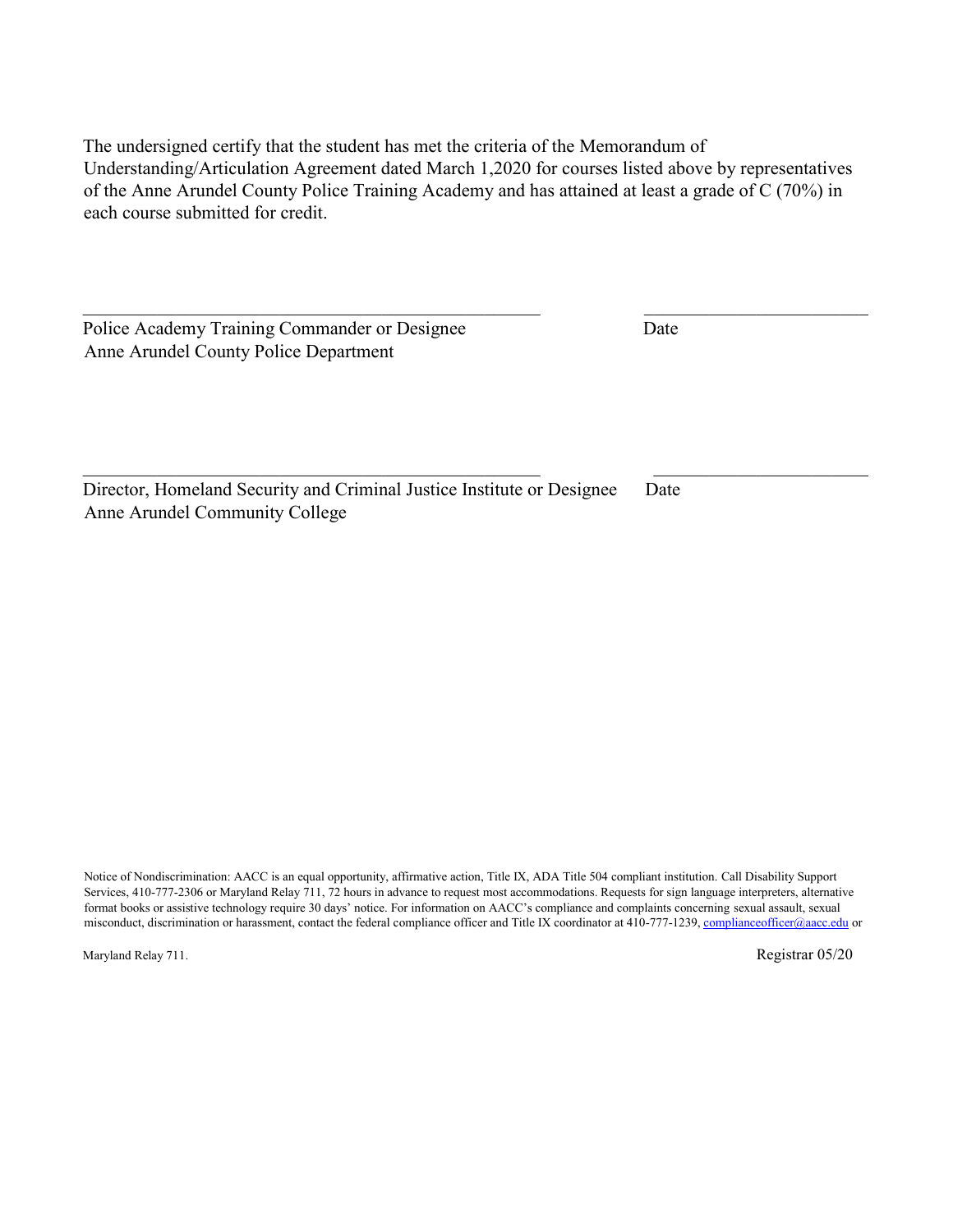The undersigned certify that the student has met the criteria of the Memorandum of Understanding/Articulation Agreement dated March 1,2020 for courses listed above by representatives of the Anne Arundel County Police Training Academy and has attained at least a grade of C (70%) in each course submitted for credit.

\_\_\_\_\_\_\_\_\_\_\_\_\_\_\_\_\_\_\_\_\_\_\_\_\_\_\_\_\_\_\_\_\_\_\_\_\_\_\_\_\_\_\_\_ \_\_\_\_\_\_\_\_\_\_\_\_\_\_\_\_\_\_\_\_\_\_

Police Academy Training Commander or Designee — Date

Anne Arundel County Police Department

\_\_\_\_\_\_\_\_\_\_\_\_\_\_\_\_\_\_\_\_\_\_\_\_\_\_\_\_\_\_\_\_\_\_\_\_\_\_\_\_\_\_\_\_ \_\_\_\_\_\_\_\_\_\_\_\_\_\_\_\_\_\_\_\_\_\_

Director, Homeland Security and Criminal Justice Institute or Designee — Date

Anne Arundel Community College

Notice of Nondiscrimination: AACC is an equal opportunity, affirmative action, Title IX, ADA Title 504 compliant institution. Call Disability Support Services, 410-777-2306 or Maryland Relay 711, 72 hours in advance to request most accommodations. Requests for sign language interpreters, alternative format books or assistive technology require 30 days' notice. For information on AACC's compliance and complaints concerning sexual assault, sexual misconduct, discrimination or harassment, contact the federal compliance officer and Title IX coordinator at 410-777-1239, complianceofficer@aacc.edu or Maryland Relay 711.

Registrar 05/20